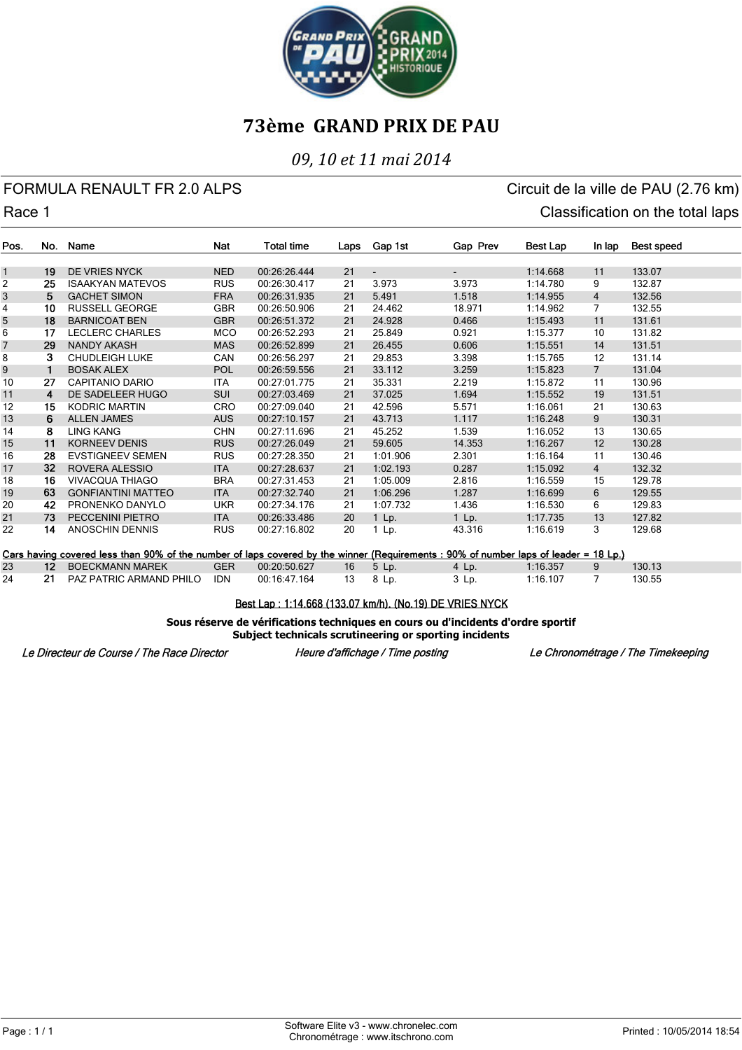# 73ème GRAND PRIX DE PAU

*09, 10 et 11 mai 2014*

FORMULA RENAULT FR 2.0 ALPS — Circuit de la ville de PAU (2.76 km)

Race 1 — Classification on the total laps

| Pos. | No. | Name | Nat | Total time | Laps | Gap 1st | Gap Prev | Best Lap | In lap | Best speed |
|---|---|---|---|---|---|---|---|---|---|---|
| 1 | 19 | DE VRIES NYCK | NED | 00:26:26.444 | 21 | - | - | 1:14.668 | 11 | 133.07 |
| 2 | 25 | ISAAKYAN MATEVOS | RUS | 00:26:30.417 | 21 | 3.973 | 3.973 | 1:14.780 | 9 | 132.87 |
| 3 | 5 | GACHET SIMON | FRA | 00:26:31.935 | 21 | 5.491 | 1.518 | 1:14.955 | 4 | 132.56 |
| 4 | 10 | RUSSELL GEORGE | GBR | 00:26:50.906 | 21 | 24.462 | 18.971 | 1:14.962 | 7 | 132.55 |
| 5 | 18 | BARNICOAT BEN | GBR | 00:26:51.372 | 21 | 24.928 | 0.466 | 1:15.493 | 11 | 131.61 |
| 6 | 17 | LECLERC CHARLES | MCO | 00:26:52.293 | 21 | 25.849 | 0.921 | 1:15.377 | 10 | 131.82 |
| 7 | 29 | NANDY AKASH | MAS | 00:26:52.899 | 21 | 26.455 | 0.606 | 1:15.551 | 14 | 131.51 |
| 8 | 3 | CHUDLEIGH LUKE | CAN | 00:26:56.297 | 21 | 29.853 | 3.398 | 1:15.765 | 12 | 131.14 |
| 9 | 1 | BOSAK ALEX | POL | 00:26:59.556 | 21 | 33.112 | 3.259 | 1:15.823 | 7 | 131.04 |
| 10 | 27 | CAPITANIO DARIO | ITA | 00:27:01.775 | 21 | 35.331 | 2.219 | 1:15.872 | 11 | 130.96 |
| 11 | 4 | DE SADELEER HUGO | SUI | 00:27:03.469 | 21 | 37.025 | 1.694 | 1:15.552 | 19 | 131.51 |
| 12 | 15 | KODRIC MARTIN | CRO | 00:27:09.040 | 21 | 42.596 | 5.571 | 1:16.061 | 21 | 130.63 |
| 13 | 6 | ALLEN JAMES | AUS | 00:27:10.157 | 21 | 43.713 | 1.117 | 1:16.248 | 9 | 130.31 |
| 14 | 8 | LING KANG | CHN | 00:27:11.696 | 21 | 45.252 | 1.539 | 1:16.052 | 13 | 130.65 |
| 15 | 11 | KORNEEV DENIS | RUS | 00:27:26.049 | 21 | 59.605 | 14.353 | 1:16.267 | 12 | 130.28 |
| 16 | 28 | EVSTIGNEEV SEMEN | RUS | 00:27:28.350 | 21 | 1:01.906 | 2.301 | 1:16.164 | 11 | 130.46 |
| 17 | 32 | ROVERA ALESSIO | ITA | 00:27:28.637 | 21 | 1:02.193 | 0.287 | 1:15.092 | 4 | 132.32 |
| 18 | 16 | VIVACQUA THIAGO | BRA | 00:27:31.453 | 21 | 1:05.009 | 2.816 | 1:16.559 | 15 | 129.78 |
| 19 | 63 | GONFIANTINI MATTEO | ITA | 00:27:32.740 | 21 | 1:06.296 | 1.287 | 1:16.699 | 6 | 129.55 |
| 20 | 42 | PRONENKO DANYLO | UKR | 00:27:34.176 | 21 | 1:07.732 | 1.436 | 1:16.530 | 6 | 129.83 |
| 21 | 73 | PECCENINI PIETRO | ITA | 00:26:33.486 | 20 | 1 Lp. | 1 Lp. | 1:17.735 | 13 | 127.82 |
| 22 | 14 | ANOSCHIN DENNIS | RUS | 00:27:16.802 | 20 | 1 Lp. | 43.316 | 1:16.619 | 3 | 129.68 |
| **Cars having covered less than 90% of the number of laps covered by the winner (Requirements : 90% of number laps of leader = 18 Lp.)** | | | | | | | | | | |
| 23 | 12 | BOECKMANN MAREK | GER | 00:20:50.627 | 16 | 5 Lp. | 4 Lp. | 1:16.357 | 9 | 130.13 |
| 24 | 21 | PAZ PATRIC ARMAND PHILO | IDN | 00:16:47.164 | 13 | 8 Lp. | 3 Lp. | 1:16.107 | 7 | 130.55 |

Best Lap : 1:14.668 (133.07 km/h). (No.19) DE VRIES NYCK

**Sous réserve de vérifications techniques en cours ou d'incidents d'ordre sportif**
**Subject technicals scrutineering or sporting incidents**

*Le Directeur de Course / The Race Director* — *Heure d'affichage / Time posting* — *Le Chronométrage / The Timekeeping*

Software Elite v3 - www.chronelec.com
Chronométrage : www.itschrono.com

Printed : 10/05/2014 18:54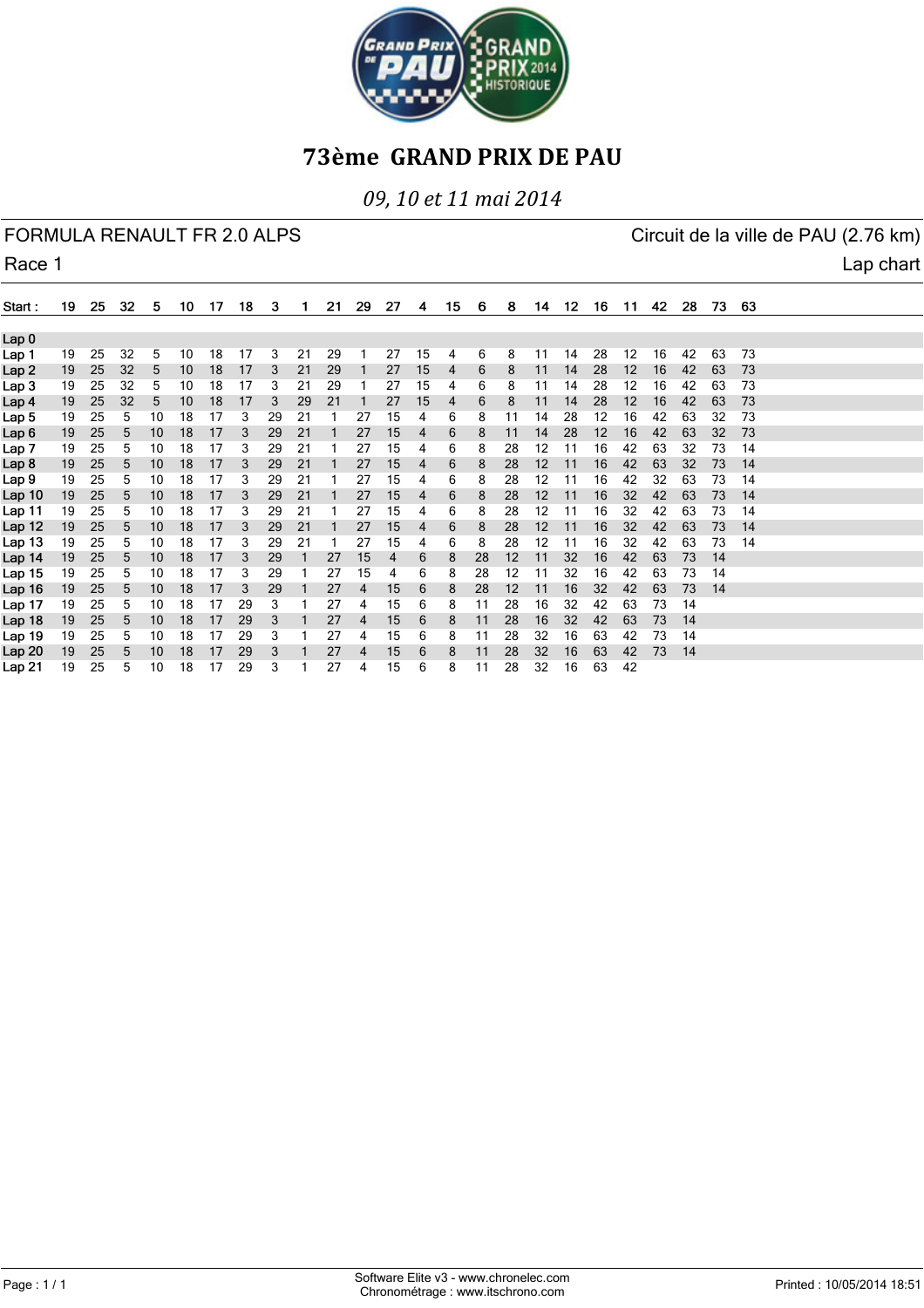# 73ème GRAND PRIX DE PAU

*09, 10 et 11 mai 2014*

FORMULA RENAULT FR 2.0 ALPS — Circuit de la ville de PAU (2.76 km)

Race 1 — Lap chart

| Start : | 19 | 25 | 32 | 5 | 10 | 17 | 18 | 3 | 1 | 21 | 29 | 27 | 4 | 15 | 6 | 8 | 14 | 12 | 16 | 11 | 42 | 28 | 73 | 63 |
|---|---|---|---|---|---|---|---|---|---|---|---|---|---|---|---|---|---|---|---|---|---|---|---|---|
| Lap 0 | | | | | | | | | | | | | | | | | | | | | | | | |
| Lap 1 | 19 | 25 | 32 | 5 | 10 | 18 | 17 | 3 | 21 | 29 | 1 | 27 | 15 | 4 | 6 | 8 | 11 | 14 | 28 | 12 | 16 | 42 | 63 | 73 |
| Lap 2 | 19 | 25 | 32 | 5 | 10 | 18 | 17 | 3 | 21 | 29 | 1 | 27 | 15 | 4 | 6 | 8 | 11 | 14 | 28 | 12 | 16 | 42 | 63 | 73 |
| Lap 3 | 19 | 25 | 32 | 5 | 10 | 18 | 17 | 3 | 21 | 29 | 1 | 27 | 15 | 4 | 6 | 8 | 11 | 14 | 28 | 12 | 16 | 42 | 63 | 73 |
| Lap 4 | 19 | 25 | 32 | 5 | 10 | 18 | 17 | 3 | 29 | 21 | 1 | 27 | 15 | 4 | 6 | 8 | 11 | 14 | 28 | 12 | 16 | 42 | 63 | 73 |
| Lap 5 | 19 | 25 | 5 | 10 | 18 | 17 | 3 | 29 | 21 | 1 | 27 | 15 | 4 | 6 | 8 | 11 | 14 | 28 | 12 | 16 | 42 | 63 | 32 | 73 |
| Lap 6 | 19 | 25 | 5 | 10 | 18 | 17 | 3 | 29 | 21 | 1 | 27 | 15 | 4 | 6 | 8 | 11 | 14 | 28 | 12 | 16 | 42 | 63 | 32 | 73 |
| Lap 7 | 19 | 25 | 5 | 10 | 18 | 17 | 3 | 29 | 21 | 1 | 27 | 15 | 4 | 6 | 8 | 28 | 12 | 11 | 16 | 42 | 63 | 32 | 73 | 14 |
| Lap 8 | 19 | 25 | 5 | 10 | 18 | 17 | 3 | 29 | 21 | 1 | 27 | 15 | 4 | 6 | 8 | 28 | 12 | 11 | 16 | 42 | 63 | 32 | 73 | 14 |
| Lap 9 | 19 | 25 | 5 | 10 | 18 | 17 | 3 | 29 | 21 | 1 | 27 | 15 | 4 | 6 | 8 | 28 | 12 | 11 | 16 | 42 | 32 | 63 | 73 | 14 |
| Lap 10 | 19 | 25 | 5 | 10 | 18 | 17 | 3 | 29 | 21 | 1 | 27 | 15 | 4 | 6 | 8 | 28 | 12 | 11 | 16 | 32 | 42 | 63 | 73 | 14 |
| Lap 11 | 19 | 25 | 5 | 10 | 18 | 17 | 3 | 29 | 21 | 1 | 27 | 15 | 4 | 6 | 8 | 28 | 12 | 11 | 16 | 32 | 42 | 63 | 73 | 14 |
| Lap 12 | 19 | 25 | 5 | 10 | 18 | 17 | 3 | 29 | 21 | 1 | 27 | 15 | 4 | 6 | 8 | 28 | 12 | 11 | 16 | 32 | 42 | 63 | 73 | 14 |
| Lap 13 | 19 | 25 | 5 | 10 | 18 | 17 | 3 | 29 | 21 | 1 | 27 | 15 | 4 | 6 | 8 | 28 | 12 | 11 | 16 | 32 | 42 | 63 | 73 | 14 |
| Lap 14 | 19 | 25 | 5 | 10 | 18 | 17 | 3 | 29 | 1 | 27 | 15 | 4 | 6 | 8 | 28 | 12 | 11 | 32 | 16 | 42 | 63 | 73 | 14 | |
| Lap 15 | 19 | 25 | 5 | 10 | 18 | 17 | 3 | 29 | 1 | 27 | 15 | 4 | 6 | 8 | 28 | 12 | 11 | 32 | 16 | 42 | 63 | 73 | 14 | |
| Lap 16 | 19 | 25 | 5 | 10 | 18 | 17 | 3 | 29 | 1 | 27 | 4 | 15 | 6 | 8 | 28 | 12 | 11 | 16 | 32 | 42 | 63 | 73 | 14 | |
| Lap 17 | 19 | 25 | 5 | 10 | 18 | 17 | 29 | 3 | 1 | 27 | 4 | 15 | 6 | 8 | 11 | 28 | 16 | 32 | 42 | 63 | 73 | 14 | | |
| Lap 18 | 19 | 25 | 5 | 10 | 18 | 17 | 29 | 3 | 1 | 27 | 4 | 15 | 6 | 8 | 11 | 28 | 16 | 32 | 42 | 63 | 73 | 14 | | |
| Lap 19 | 19 | 25 | 5 | 10 | 18 | 17 | 29 | 3 | 1 | 27 | 4 | 15 | 6 | 8 | 11 | 28 | 32 | 16 | 63 | 42 | 73 | 14 | | |
| Lap 20 | 19 | 25 | 5 | 10 | 18 | 17 | 29 | 3 | 1 | 27 | 4 | 15 | 6 | 8 | 11 | 28 | 32 | 16 | 63 | 42 | 73 | 14 | | |
| Lap 21 | 19 | 25 | 5 | 10 | 18 | 17 | 29 | 3 | 1 | 27 | 4 | 15 | 6 | 8 | 11 | 28 | 32 | 16 | 63 | 42 | | | | |

Software Elite v3 - www.chronelec.com
Chronométrage : www.itschrono.com

Printed : 10/05/2014 18:51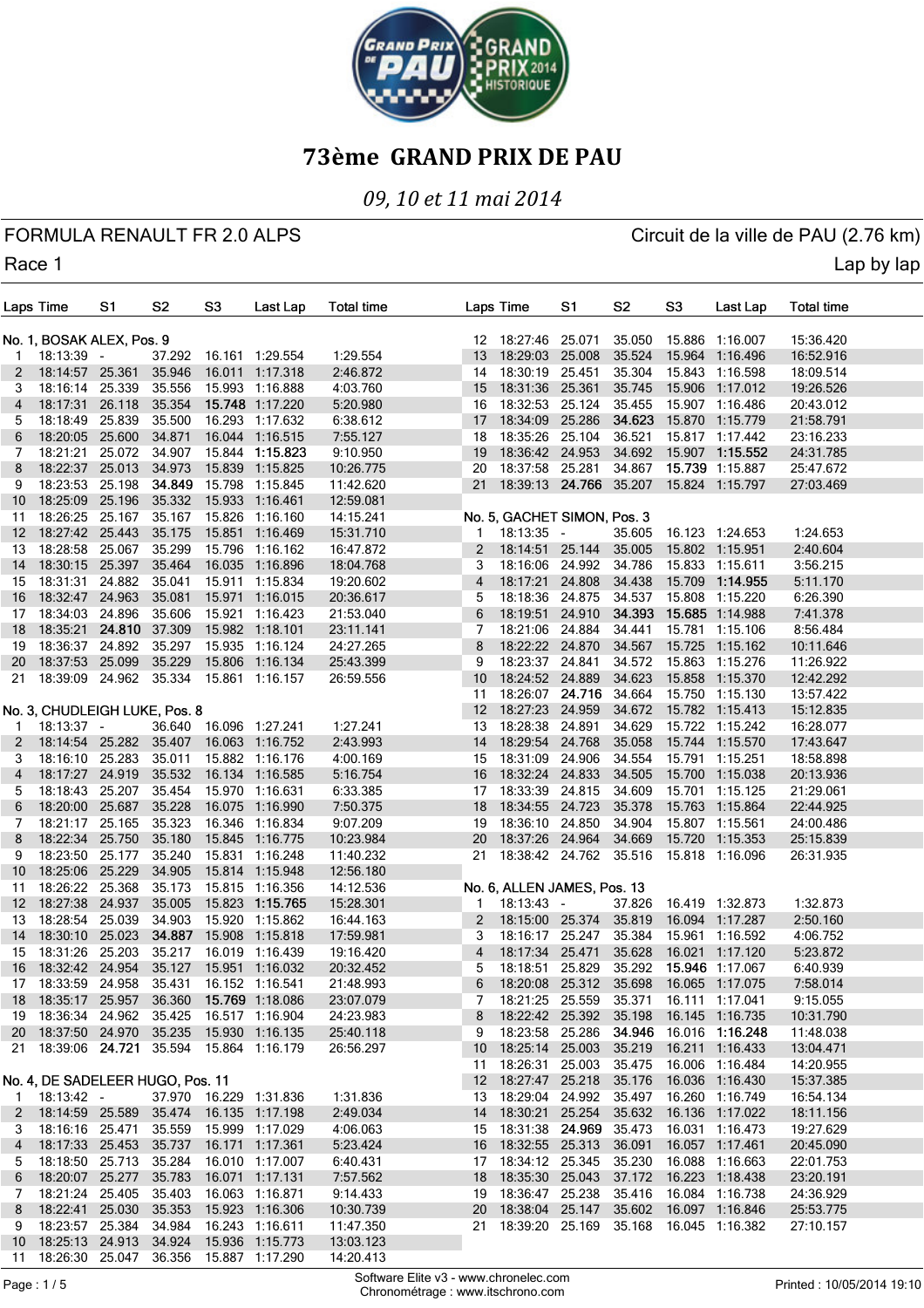# 73ème GRAND PRIX DE PAU

*09, 10 et 11 mai 2014*

FORMULA RENAULT FR 2.0 ALPS — Circuit de la ville de PAU (2.76 km)

Race 1 — Lap by lap

### No. 1, BOSAK ALEX, Pos. 9

| Laps | Time | S1 | S2 | S3 | Last Lap | Total time |
|---|---|---|---|---|---|---|
| 1 | 18:13:39 | - | 37.292 | 16.161 | 1:29.554 | 1:29.554 |
| 2 | 18:14:57 | 25.361 | 35.946 | 16.011 | 1:17.318 | 2:46.872 |
| 3 | 18:16:14 | 25.339 | 35.556 | 15.993 | 1:16.888 | 4:03.760 |
| 4 | 18:17:31 | 26.118 | 35.354 | **15.748** | 1:17.220 | 5:20.980 |
| 5 | 18:18:49 | 25.839 | 35.500 | 16.293 | 1:17.632 | 6:38.612 |
| 6 | 18:20:05 | 25.600 | 34.871 | 16.044 | 1:16.515 | 7:55.127 |
| 7 | 18:21:21 | 25.072 | 34.907 | 15.844 | **1:15.823** | 9:10.950 |
| 8 | 18:22:37 | 25.013 | 34.973 | 15.839 | 1:15.825 | 10:26.775 |
| 9 | 18:23:53 | 25.198 | **34.849** | 15.798 | 1:15.845 | 11:42.620 |
| 10 | 18:25:09 | 25.196 | 35.332 | 15.933 | 1:16.461 | 12:59.081 |
| 11 | 18:26:25 | 25.167 | 35.167 | 15.826 | 1:16.160 | 14:15.241 |
| 12 | 18:27:42 | 25.443 | 35.175 | 15.851 | 1:16.469 | 15:31.710 |
| 13 | 18:28:58 | 25.067 | 35.299 | 15.796 | 1:16.162 | 16:47.872 |
| 14 | 18:30:15 | 25.397 | 35.464 | 16.035 | 1:16.896 | 18:04.768 |
| 15 | 18:31:31 | 24.882 | 35.041 | 15.911 | 1:15.834 | 19:20.602 |
| 16 | 18:32:47 | 24.963 | 35.081 | 15.971 | 1:16.015 | 20:36.617 |
| 17 | 18:34:03 | 24.896 | 35.606 | 15.921 | 1:16.423 | 21:53.040 |
| 18 | 18:35:21 | **24.810** | 37.309 | 15.982 | 1:18.101 | 23:11.141 |
| 19 | 18:36:37 | 24.892 | 35.297 | 15.935 | 1:16.124 | 24:27.265 |
| 20 | 18:37:53 | 25.099 | 35.229 | 15.806 | 1:16.134 | 25:43.399 |
| 21 | 18:39:09 | 24.962 | 35.334 | 15.861 | 1:16.157 | 26:59.556 |

### No. 3, CHUDLEIGH LUKE, Pos. 8

| Laps | Time | S1 | S2 | S3 | Last Lap | Total time |
|---|---|---|---|---|---|---|
| 1 | 18:13:37 | - | 36.640 | 16.096 | 1:27.241 | 1:27.241 |
| 2 | 18:14:54 | 25.282 | 35.407 | 16.063 | 1:16.752 | 2:43.993 |
| 3 | 18:16:10 | 25.283 | 35.011 | 15.882 | 1:16.176 | 4:00.169 |
| 4 | 18:17:27 | 24.919 | 35.532 | 16.134 | 1:16.585 | 5:16.754 |
| 5 | 18:18:43 | 25.207 | 35.454 | 15.970 | 1:16.631 | 6:33.385 |
| 6 | 18:20:00 | 25.687 | 35.228 | 16.075 | 1:16.990 | 7:50.375 |
| 7 | 18:21:17 | 25.165 | 35.323 | 16.346 | 1:16.834 | 9:07.209 |
| 8 | 18:22:34 | 25.750 | 35.180 | 15.845 | 1:16.775 | 10:23.984 |
| 9 | 18:23:50 | 25.177 | 35.240 | 15.831 | 1:16.248 | 11:40.232 |
| 10 | 18:25:06 | 25.229 | 34.905 | 15.814 | 1:15.948 | 12:56.180 |
| 11 | 18:26:22 | 25.368 | 35.173 | 15.815 | 1:16.356 | 14:12.536 |
| 12 | 18:27:38 | 24.937 | 35.005 | 15.823 | **1:15.765** | 15:28.301 |
| 13 | 18:28:54 | 25.039 | 34.903 | 15.920 | 1:15.862 | 16:44.163 |
| 14 | 18:30:10 | 25.023 | **34.887** | 15.908 | 1:15.818 | 17:59.981 |
| 15 | 18:31:26 | 25.203 | 35.217 | 16.019 | 1:16.439 | 19:16.420 |
| 16 | 18:32:42 | 24.954 | 35.127 | 15.951 | 1:16.032 | 20:32.452 |
| 17 | 18:33:59 | 24.958 | 35.431 | 16.152 | 1:16.541 | 21:48.993 |
| 18 | 18:35:17 | 25.957 | 36.360 | **15.769** | 1:18.086 | 23:07.079 |
| 19 | 18:36:34 | 24.962 | 35.425 | 16.517 | 1:16.904 | 24:23.983 |
| 20 | 18:37:50 | 24.970 | 35.235 | 15.930 | 1:16.135 | 25:40.118 |
| 21 | 18:39:06 | **24.721** | 35.594 | 15.864 | 1:16.179 | 26:56.297 |

### No. 4, DE SADELEER HUGO, Pos. 11

| Laps | Time | S1 | S2 | S3 | Last Lap | Total time |
|---|---|---|---|---|---|---|
| 1 | 18:13:42 | - | 37.970 | 16.229 | 1:31.836 | 1:31.836 |
| 2 | 18:14:59 | 25.589 | 35.474 | 16.135 | 1:17.198 | 2:49.034 |
| 3 | 18:16:16 | 25.559 | 35.559 | 15.999 | 1:17.029 | 4:06.063 |
| 4 | 18:17:33 | 25.453 | 35.737 | 16.171 | 1:17.361 | 5:23.424 |
| 5 | 18:18:50 | 25.713 | 35.284 | 16.010 | 1:17.007 | 6:40.431 |
| 6 | 18:20:07 | 25.277 | 35.783 | 16.071 | 1:17.131 | 7:57.562 |
| 7 | 18:21:24 | 25.405 | 35.403 | 16.063 | 1:16.871 | 9:14.433 |
| 8 | 18:22:41 | 25.030 | 35.353 | 15.923 | 1:16.306 | 10:30.739 |
| 9 | 18:23:57 | 25.384 | 34.984 | 16.243 | 1:16.611 | 11:47.350 |
| 10 | 18:25:13 | 24.913 | 34.924 | 15.936 | 1:15.773 | 13:03.123 |
| 11 | 18:26:30 | 25.047 | 36.356 | 15.887 | 1:17.290 | 14:20.413 |
| 12 | 18:27:46 | 25.071 | 35.050 | 15.886 | 1:16.007 | 15:36.420 |
| 13 | 18:29:03 | 25.008 | 35.524 | 15.964 | 1:16.496 | 16:52.916 |
| 14 | 18:30:19 | 25.451 | 35.304 | 15.843 | 1:16.598 | 18:09.514 |
| 15 | 18:31:36 | 25.361 | 35.745 | 15.906 | 1:17.012 | 19:26.526 |
| 16 | 18:32:53 | 25.124 | 35.455 | 15.907 | 1:16.486 | 20:43.012 |
| 17 | 18:34:09 | 25.286 | **34.623** | 15.870 | 1:15.779 | 21:58.791 |
| 18 | 18:35:26 | 25.104 | 36.521 | 15.817 | 1:17.442 | 23:16.233 |
| 19 | 18:36:42 | 24.953 | 34.692 | 15.907 | **1:15.552** | 24:31.785 |
| 20 | 18:37:58 | 25.281 | 34.867 | **15.739** | 1:15.887 | 25:47.672 |
| 21 | 18:39:13 | **24.766** | 35.207 | 15.824 | 1:15.797 | 27:03.469 |

### No. 5, GACHET SIMON, Pos. 3

| Laps | Time | S1 | S2 | S3 | Last Lap | Total time |
|---|---|---|---|---|---|---|
| 1 | 18:13:35 | - | 35.605 | 16.123 | 1:24.653 | 1:24.653 |
| 2 | 18:14:51 | 25.144 | 35.005 | 15.802 | 1:15.951 | 2:40.604 |
| 3 | 18:16:06 | 24.992 | 34.786 | 15.833 | 1:15.611 | 3:56.215 |
| 4 | 18:17:21 | 24.808 | 34.438 | 15.709 | **1:14.955** | 5:11.170 |
| 5 | 18:18:36 | 24.875 | 34.537 | 15.808 | 1:15.220 | 6:26.390 |
| 6 | 18:19:51 | 24.910 | **34.393** | **15.685** | 1:14.988 | 7:41.378 |
| 7 | 18:21:06 | 24.884 | 34.441 | 15.781 | 1:15.106 | 8:56.484 |
| 8 | 18:22:22 | 24.870 | 34.567 | 15.725 | 1:15.162 | 10:11.646 |
| 9 | 18:23:37 | 24.841 | 34.572 | 15.863 | 1:15.276 | 11:26.922 |
| 10 | 18:24:52 | 24.889 | 34.623 | 15.858 | 1:15.370 | 12:42.292 |
| 11 | 18:26:07 | **24.716** | 34.664 | 15.750 | 1:15.130 | 13:57.422 |
| 12 | 18:27:23 | 24.959 | 34.672 | 15.782 | 1:15.413 | 15:12.835 |
| 13 | 18:28:38 | 24.891 | 34.629 | 15.722 | 1:15.242 | 16:28.077 |
| 14 | 18:29:54 | 24.768 | 35.058 | 15.744 | 1:15.570 | 17:43.647 |
| 15 | 18:31:09 | 24.906 | 34.554 | 15.791 | 1:15.251 | 18:58.898 |
| 16 | 18:32:24 | 24.833 | 34.505 | 15.700 | 1:15.038 | 20:13.936 |
| 17 | 18:33:39 | 24.815 | 34.609 | 15.701 | 1:15.125 | 21:29.061 |
| 18 | 18:34:55 | 24.723 | 35.378 | 15.763 | 1:15.864 | 22:44.925 |
| 19 | 18:36:10 | 24.850 | 34.904 | 15.807 | 1:15.561 | 24:00.486 |
| 20 | 18:37:26 | 24.964 | 34.669 | 15.720 | 1:15.353 | 25:15.839 |
| 21 | 18:38:42 | 24.762 | 35.516 | 15.818 | 1:16.096 | 26:31.935 |

### No. 6, ALLEN JAMES, Pos. 13

| Laps | Time | S1 | S2 | S3 | Last Lap | Total time |
|---|---|---|---|---|---|---|
| 1 | 18:13:43 | - | 37.826 | 16.419 | 1:32.873 | 1:32.873 |
| 2 | 18:15:00 | 25.374 | 35.819 | 16.094 | 1:17.287 | 2:50.160 |
| 3 | 18:16:17 | 25.247 | 35.384 | 15.961 | 1:16.592 | 4:06.752 |
| 4 | 18:17:34 | 25.471 | 35.628 | 16.021 | 1:17.120 | 5:23.872 |
| 5 | 18:18:51 | 25.829 | 35.292 | **15.946** | 1:17.067 | 6:40.939 |
| 6 | 18:20:08 | 25.312 | 35.698 | 16.065 | 1:17.075 | 7:58.014 |
| 7 | 18:21:25 | 25.559 | 35.371 | 16.111 | 1:17.041 | 9:15.055 |
| 8 | 18:22:42 | 25.392 | 35.198 | 16.145 | 1:16.735 | 10:31.790 |
| 9 | 18:23:58 | 25.286 | **34.946** | 16.016 | **1:16.248** | 11:48.038 |
| 10 | 18:25:14 | 25.003 | 35.219 | 16.211 | 1:16.433 | 13:04.471 |
| 11 | 18:26:31 | 25.003 | 35.475 | 16.006 | 1:16.484 | 14:20.955 |
| 12 | 18:27:47 | 25.218 | 35.176 | 16.036 | 1:16.430 | 15:37.385 |
| 13 | 18:29:04 | 24.992 | 35.497 | 16.260 | 1:16.749 | 16:54.134 |
| 14 | 18:30:21 | 25.254 | 35.632 | 16.136 | 1:17.022 | 18:11.156 |
| 15 | 18:31:38 | **24.969** | 35.473 | 16.031 | 1:16.473 | 19:27.629 |
| 16 | 18:32:55 | 25.313 | 36.091 | 16.057 | 1:17.461 | 20:45.090 |
| 17 | 18:34:12 | 25.345 | 35.230 | 16.088 | 1:16.663 | 22:01.753 |
| 18 | 18:35:30 | 25.043 | 37.172 | 16.223 | 1:18.438 | 23:20.191 |
| 19 | 18:36:47 | 25.238 | 35.416 | 16.084 | 1:16.738 | 24:36.929 |
| 20 | 18:38:04 | 25.147 | 35.602 | 16.097 | 1:16.846 | 25:53.775 |
| 21 | 18:39:20 | 25.169 | 35.168 | 16.045 | 1:16.382 | 27:10.157 |

Software Elite v3 - www.chronelec.com
Chronométrage : www.itschrono.com

Printed : 10/05/2014 19:10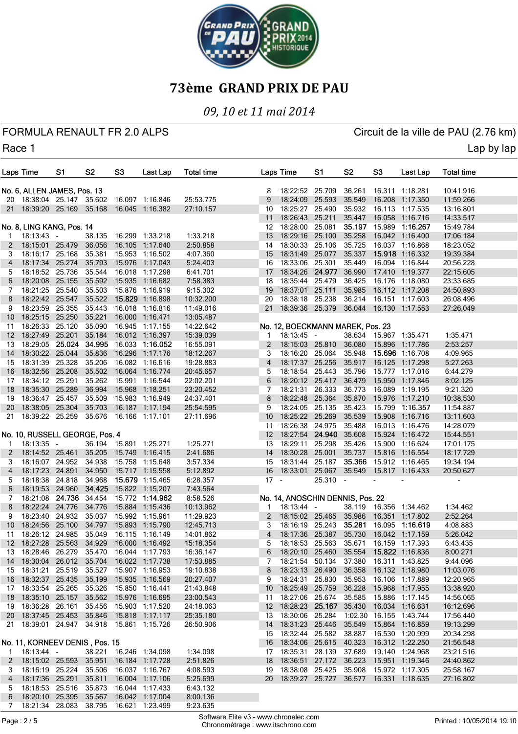# 73ème GRAND PRIX DE PAU

*09, 10 et 11 mai 2014*

FORMULA RENAULT FR 2.0 ALPS — Circuit de la ville de PAU (2.76 km)

Race 1 — Lap by lap

### No. 6, ALLEN JAMES, Pos. 13

| Laps | Time | S1 | S2 | S3 | Last Lap | Total time |
|---|---|---|---|---|---|---|
| 20 | 18:38:04 | 25.147 | 35.602 | 16.097 | 1:16.846 | 25:53.775 |
| 21 | 18:39:20 | 25.169 | 35.168 | 16.045 | 1:16.382 | 27:10.157 |

### No. 8, LING KANG, Pos. 14

| Laps | Time | S1 | S2 | S3 | Last Lap | Total time |
|---|---|---|---|---|---|---|
| 1 | 18:13:43 | - | 38.135 | 16.299 | 1:33.218 | 1:33.218 |
| 2 | 18:15:01 | 25.479 | 36.056 | 16.105 | 1:17.640 | 2:50.858 |
| 3 | 18:16:17 | 25.168 | 35.381 | 15.953 | 1:16.502 | 4:07.360 |
| 4 | 18:17:34 | 25.274 | 35.793 | 15.976 | 1:17.043 | 5:24.403 |
| 5 | 18:18:52 | 25.736 | 35.544 | 16.018 | 1:17.298 | 6:41.701 |
| 6 | 18:20:08 | 25.155 | 35.592 | 15.935 | 1:16.682 | 7:58.383 |
| 7 | 18:21:25 | 25.540 | 35.503 | 15.876 | 1:16.919 | 9:15.302 |
| 8 | 18:22:42 | 25.547 | 35.522 | **15.829** | 1:16.898 | 10:32.200 |
| 9 | 18:23:59 | 25.355 | 35.443 | 16.018 | 1:16.816 | 11:49.016 |
| 10 | 18:25:15 | 25.250 | 35.221 | 16.000 | 1:16.471 | 13:05.487 |
| 11 | 18:26:33 | 25.120 | 35.090 | 16.945 | 1:17.155 | 14:22.642 |
| 12 | 18:27:49 | 25.201 | 35.184 | 16.012 | 1:16.397 | 15:39.039 |
| 13 | 18:29:05 | **25.024** | **34.995** | 16.033 | **1:16.052** | 16:55.091 |
| 14 | 18:30:22 | 25.044 | 35.836 | 16.296 | 1:17.176 | 18:12.267 |
| 15 | 18:31:39 | 25.328 | 35.206 | 16.082 | 1:16.616 | 19:28.883 |
| 16 | 18:32:56 | 25.208 | 35.502 | 16.064 | 1:16.774 | 20:45.657 |
| 17 | 18:34:12 | 25.291 | 35.262 | 15.991 | 1:16.544 | 22:02.201 |
| 18 | 18:35:30 | 25.289 | 36.994 | 15.968 | 1:18.251 | 23:20.452 |
| 19 | 18:36:47 | 25.457 | 35.509 | 15.983 | 1:16.949 | 24:37.401 |
| 20 | 18:38:05 | 25.304 | 35.703 | 16.187 | 1:17.194 | 25:54.595 |
| 21 | 18:39:22 | 25.259 | 35.676 | 16.166 | 1:17.101 | 27:11.696 |

### No. 10, RUSSELL GEORGE, Pos. 4

| Laps | Time | S1 | S2 | S3 | Last Lap | Total time |
|---|---|---|---|---|---|---|
| 1 | 18:13:35 | - | 36.194 | 15.891 | 1:25.271 | 1:25.271 |
| 2 | 18:14:52 | 25.461 | 35.205 | 15.749 | 1:16.415 | 2:41.686 |
| 3 | 18:16:07 | 24.952 | 34.938 | 15.758 | 1:15.648 | 3:57.334 |
| 4 | 18:17:23 | 24.891 | 34.950 | 15.717 | 1:15.558 | 5:12.892 |
| 5 | 18:18:38 | 24.818 | 34.968 | **15.679** | 1:15.465 | 6:28.357 |
| 6 | 18:19:53 | 24.960 | **34.425** | 15.822 | 1:15.207 | 7:43.564 |
| 7 | 18:21:08 | **24.736** | 34.454 | 15.772 | **1:14.962** | 8:58.526 |
| 8 | 18:22:24 | 24.776 | 34.776 | 15.884 | 1:15.436 | 10:13.962 |
| 9 | 18:23:40 | 24.932 | 35.037 | 15.992 | 1:15.961 | 11:29.923 |
| 10 | 18:24:56 | 25.100 | 34.797 | 15.893 | 1:15.790 | 12:45.713 |
| 11 | 18:26:12 | 24.985 | 35.049 | 16.115 | 1:16.149 | 14:01.862 |
| 12 | 18:27:28 | 25.563 | 34.929 | 16.000 | 1:16.492 | 15:18.354 |
| 13 | 18:28:46 | 26.279 | 35.470 | 16.044 | 1:17.793 | 16:36.147 |
| 14 | 18:30:04 | 26.012 | 35.704 | 16.022 | 1:17.738 | 17:53.885 |
| 15 | 18:31:21 | 25.519 | 35.527 | 15.907 | 1:16.953 | 19:10.838 |
| 16 | 18:32:37 | 25.435 | 35.199 | 15.935 | 1:16.569 | 20:27.407 |
| 17 | 18:33:54 | 25.265 | 35.326 | 15.850 | 1:16.441 | 21:43.848 |
| 18 | 18:35:10 | 25.157 | 35.562 | 15.976 | 1:16.695 | 23:00.543 |
| 19 | 18:36:28 | 26.161 | 35.456 | 15.903 | 1:17.520 | 24:18.063 |
| 20 | 18:37:45 | 25.453 | 35.846 | 15.818 | 1:17.117 | 25:35.180 |
| 21 | 18:39:01 | 24.947 | 34.918 | 15.861 | 1:15.726 | 26:50.906 |

### No. 11, KORNEEV DENIS , Pos. 15

| Laps | Time | S1 | S2 | S3 | Last Lap | Total time |
|---|---|---|---|---|---|---|
| 1 | 18:13:44 | - | 38.221 | 16.246 | 1:34.098 | 1:34.098 |
| 2 | 18:15:02 | 25.593 | 35.951 | 16.184 | 1:17.728 | 2:51.826 |
| 3 | 18:16:19 | 25.224 | 35.506 | 16.037 | 1:16.767 | 4:08.593 |
| 4 | 18:17:36 | 25.291 | 35.811 | 16.004 | 1:17.106 | 5:25.699 |
| 5 | 18:18:53 | 25.516 | 35.873 | 16.044 | 1:17.433 | 6:43.132 |
| 6 | 18:20:10 | 25.395 | 35.567 | 16.042 | 1:17.004 | 8:00.136 |
| 7 | 18:21:34 | 28.083 | 38.795 | 16.621 | 1:23.499 | 9:23.635 |
| 8 | 18:22:52 | 25.709 | 36.261 | 16.311 | 1:18.281 | 10:41.916 |
| 9 | 18:24:09 | 25.593 | 35.549 | 16.208 | 1:17.350 | 11:59.266 |
| 10 | 18:25:27 | 25.490 | 35.932 | 16.113 | 1:17.535 | 13:16.801 |
| 11 | 18:26:43 | 25.211 | 35.447 | 16.058 | 1:16.716 | 14:33.517 |
| 12 | 18:28:00 | 25.081 | **35.197** | 15.989 | **1:16.267** | 15:49.784 |
| 13 | 18:29:16 | 25.100 | 35.258 | 16.042 | 1:16.400 | 17:06.184 |
| 14 | 18:30:33 | 25.106 | 35.725 | 16.037 | 1:16.868 | 18:23.052 |
| 15 | 18:31:49 | 25.077 | 35.337 | **15.918** | 1:16.332 | 19:39.384 |
| 16 | 18:33:06 | 25.301 | 35.449 | 16.094 | 1:16.844 | 20:56.228 |
| 17 | 18:34:26 | **24.977** | 36.990 | 17.410 | 1:19.377 | 22:15.605 |
| 18 | 18:35:44 | 25.479 | 36.425 | 16.176 | 1:18.080 | 23:33.685 |
| 19 | 18:37:01 | 25.100 | 35.985 | 16.112 | 1:17.208 | 24:50.893 |
| 20 | 18:38:18 | 25.238 | 36.214 | 16.151 | 1:17.603 | 26:08.496 |
| 21 | 18:39:36 | 25.379 | 36.044 | 16.130 | 1:17.553 | 27:26.049 |

### No. 12, BOECKMANN MAREK, Pos. 23

| Laps | Time | S1 | S2 | S3 | Last Lap | Total time |
|---|---|---|---|---|---|---|
| 1 | 18:13:45 | - | 38.634 | 15.967 | 1:35.471 | 1:35.471 |
| 2 | 18:15:03 | 25.810 | 36.080 | 15.896 | 1:17.786 | 2:53.257 |
| 3 | 18:16:20 | 25.064 | 35.948 | **15.696** | 1:16.708 | 4:09.965 |
| 4 | 18:17:37 | 25.256 | 35.917 | 16.125 | 1:17.298 | 5:27.263 |
| 5 | 18:18:54 | 25.443 | 35.796 | 15.777 | 1:17.016 | 6:44.279 |
| 6 | 18:20:12 | 25.417 | 36.479 | 15.950 | 1:17.846 | 8:02.125 |
| 7 | 18:21:31 | 26.333 | 36.773 | 16.089 | 1:19.195 | 9:21.320 |
| 8 | 18:22:48 | 25.364 | 35.870 | 15.976 | 1:17.210 | 10:38.530 |
| 9 | 18:24:05 | 25.135 | 35.423 | 15.799 | **1:16.357** | 11:54.887 |
| 10 | 18:25:22 | 25.269 | 35.539 | 15.908 | 1:16.716 | 13:11.603 |
| 11 | 18:26:38 | 24.975 | 35.488 | 16.013 | 1:16.476 | 14:28.079 |
| 12 | 18:27:54 | **24.940** | 35.608 | 15.924 | 1:16.472 | 15:44.551 |
| 13 | 18:29:11 | 25.298 | 35.426 | 15.900 | 1:16.624 | 17:01.175 |
| 14 | 18:30:28 | 25.001 | 35.737 | 15.816 | 1:16.554 | 18:17.729 |
| 15 | 18:31:44 | 25.187 | **35.366** | 15.912 | 1:16.465 | 19:34.194 |
| 16 | 18:33:01 | 25.067 | 35.549 | 15.817 | 1:16.433 | 20:50.627 |
| 17 | - | 25.310 | - | - | - | - |

### No. 14, ANOSCHIN DENNIS, Pos. 22

| Laps | Time | S1 | S2 | S3 | Last Lap | Total time |
|---|---|---|---|---|---|---|
| 1 | 18:13:44 | - | 38.119 | 16.356 | 1:34.462 | 1:34.462 |
| 2 | 18:15:02 | 25.465 | 35.986 | 16.351 | 1:17.802 | 2:52.264 |
| 3 | 18:16:19 | 25.243 | **35.281** | 16.095 | **1:16.619** | 4:08.883 |
| 4 | 18:17:36 | 25.387 | 35.730 | 16.042 | 1:17.159 | 5:26.042 |
| 5 | 18:18:53 | 25.563 | 35.671 | 16.159 | 1:17.393 | 6:43.435 |
| 6 | 18:20:10 | 25.460 | 35.554 | **15.822** | 1:16.836 | 8:00.271 |
| 7 | 18:21:54 | 50.134 | 37.380 | 16.311 | 1:43.825 | 9:44.096 |
| 8 | 18:23:13 | 26.490 | 36.358 | 16.132 | 1:18.980 | 11:03.076 |
| 9 | 18:24:31 | 25.830 | 35.953 | 16.106 | 1:17.889 | 12:20.965 |
| 10 | 18:25:49 | 25.759 | 36.228 | 15.968 | 1:17.955 | 13:38.920 |
| 11 | 18:27:06 | 25.674 | 35.585 | 15.886 | 1:17.145 | 14:56.065 |
| 12 | 18:28:23 | **25.167** | 35.430 | 16.034 | 1:16.631 | 16:12.696 |
| 13 | 18:30:06 | 25.284 | 1:02.30 | 16.155 | 1:43.744 | 17:56.440 |
| 14 | 18:31:23 | 25.446 | 35.549 | 15.864 | 1:16.859 | 19:13.299 |
| 15 | 18:32:44 | 25.582 | 38.887 | 16.530 | 1:20.999 | 20:34.298 |
| 16 | 18:34:06 | 25.615 | 40.323 | 16.312 | 1:22.250 | 21:56.548 |
| 17 | 18:35:31 | 28.139 | 37.689 | 19.140 | 1:24.968 | 23:21.516 |
| 18 | 18:36:51 | 27.172 | 36.223 | 15.951 | 1:19.346 | 24:40.862 |
| 19 | 18:38:08 | 25.425 | 35.908 | 15.972 | 1:17.305 | 25:58.167 |
| 20 | 18:39:27 | 25.727 | 36.577 | 16.331 | 1:18.635 | 27:16.802 |

Software Elite v3 - www.chronelec.com
Chronométrage : www.itschrono.com

Printed : 10/05/2014 19:10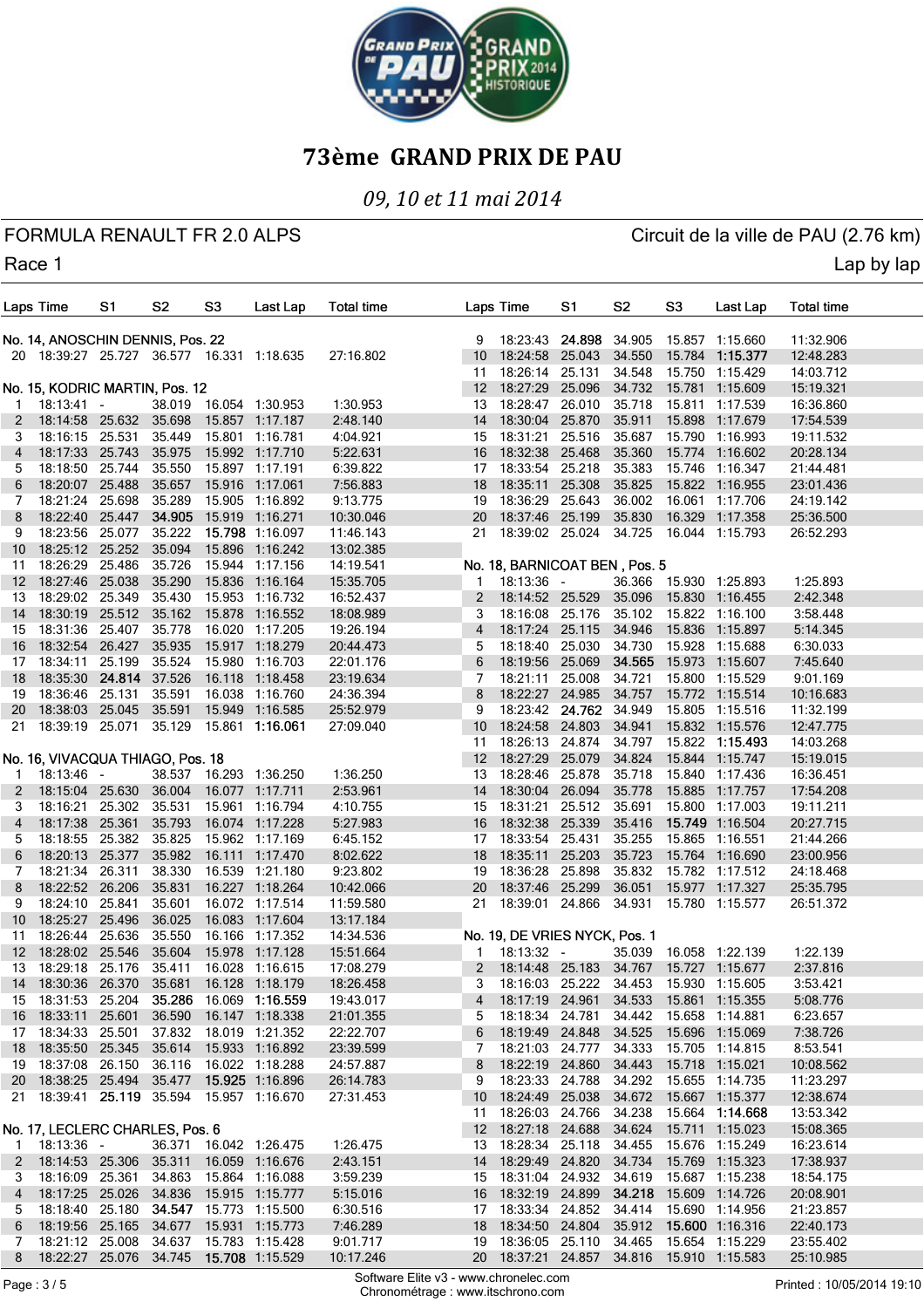# 73ème GRAND PRIX DE PAU

*09, 10 et 11 mai 2014*

## FORMULA RENAULT FR 2.0 ALPS

Circuit de la ville de PAU (2.76 km)

Race 1

Lap by lap

### No. 14, ANOSCHIN DENNIS, Pos. 22

| Laps | Time | S1 | S2 | S3 | Last Lap | Total time |
|---|---|---|---|---|---|---|
| 20 | 18:39:27 | 25.727 | 36.577 | 16.331 | 1:18.635 | 27:16.802 |

### No. 15, KODRIC MARTIN, Pos. 12

| Laps | Time | S1 | S2 | S3 | Last Lap | Total time |
|---|---|---|---|---|---|---|
| 1 | 18:13:41 | - | 38.019 | 16.054 | 1:30.953 | 1:30.953 |
| 2 | 18:14:58 | 25.632 | 35.698 | 15.857 | 1:17.187 | 2:48.140 |
| 3 | 18:16:15 | 25.531 | 35.449 | 15.801 | 1:16.781 | 4:04.921 |
| 4 | 18:17:33 | 25.743 | 35.975 | 15.992 | 1:17.710 | 5:22.631 |
| 5 | 18:18:50 | 25.744 | 35.550 | 15.897 | 1:17.191 | 6:39.822 |
| 6 | 18:20:07 | 25.488 | 35.657 | 15.916 | 1:17.061 | 7:56.883 |
| 7 | 18:21:24 | 25.698 | 35.289 | 15.905 | 1:16.892 | 9:13.775 |
| 8 | 18:22:40 | 25.447 | **34.905** | 15.919 | 1:16.271 | 10:30.046 |
| 9 | 18:23:56 | 25.077 | 35.222 | **15.798** | 1:16.097 | 11:46.143 |
| 10 | 18:25:12 | 25.252 | 35.094 | 15.896 | 1:16.242 | 13:02.385 |
| 11 | 18:26:29 | 25.486 | 35.726 | 15.944 | 1:17.156 | 14:19.541 |
| 12 | 18:27:46 | 25.038 | 35.290 | 15.836 | 1:16.164 | 15:35.705 |
| 13 | 18:29:02 | 25.349 | 35.430 | 15.953 | 1:16.732 | 16:52.437 |
| 14 | 18:30:19 | 25.512 | 35.162 | 15.878 | 1:16.552 | 18:08.989 |
| 15 | 18:31:36 | 25.407 | 35.778 | 16.020 | 1:17.205 | 19:26.194 |
| 16 | 18:32:54 | 26.427 | 35.935 | 15.917 | 1:18.279 | 20:44.473 |
| 17 | 18:34:11 | 25.199 | 35.524 | 15.980 | 1:16.703 | 22:01.176 |
| 18 | 18:35:30 | **24.814** | 37.526 | 16.118 | 1:18.458 | 23:19.634 |
| 19 | 18:36:46 | 25.131 | 35.591 | 16.038 | 1:16.760 | 24:36.394 |
| 20 | 18:38:03 | 25.045 | 35.591 | 15.949 | 1:16.585 | 25:52.979 |
| 21 | 18:39:19 | 25.071 | 35.129 | 15.861 | **1:16.061** | 27:09.040 |

### No. 16, VIVACQUA THIAGO, Pos. 18

| Laps | Time | S1 | S2 | S3 | Last Lap | Total time |
|---|---|---|---|---|---|---|
| 1 | 18:13:46 | - | 38.537 | 16.293 | 1:36.250 | 1:36.250 |
| 2 | 18:15:04 | 25.630 | 36.004 | 16.077 | 1:17.711 | 2:53.961 |
| 3 | 18:16:21 | 25.302 | 35.531 | 15.961 | 1:16.794 | 4:10.755 |
| 4 | 18:17:38 | 25.361 | 35.793 | 16.074 | 1:17.228 | 5:27.983 |
| 5 | 18:18:55 | 25.382 | 35.825 | 15.962 | 1:17.169 | 6:45.152 |
| 6 | 18:20:13 | 25.377 | 35.982 | 16.111 | 1:17.470 | 8:02.622 |
| 7 | 18:21:34 | 26.311 | 38.330 | 16.539 | 1:21.180 | 9:23.802 |
| 8 | 18:22:52 | 26.206 | 35.831 | 16.227 | 1:18.264 | 10:42.066 |
| 9 | 18:24:10 | 25.841 | 35.601 | 16.072 | 1:17.514 | 11:59.580 |
| 10 | 18:25:27 | 25.496 | 36.025 | 16.083 | 1:17.604 | 13:17.184 |
| 11 | 18:26:44 | 25.636 | 35.550 | 16.166 | 1:17.352 | 14:34.536 |
| 12 | 18:28:02 | 25.546 | 35.604 | 15.978 | 1:17.128 | 15:51.664 |
| 13 | 18:29:18 | 25.176 | 35.411 | 16.028 | 1:16.615 | 17:08.279 |
| 14 | 18:30:36 | 26.370 | 35.681 | 16.128 | 1:18.179 | 18:26.458 |
| 15 | 18:31:53 | 25.204 | **35.286** | 16.069 | **1:16.559** | 19:43.017 |
| 16 | 18:33:11 | 25.601 | 36.590 | 16.147 | 1:18.338 | 21:01.355 |
| 17 | 18:34:33 | 25.501 | 37.832 | 18.019 | 1:21.352 | 22:22.707 |
| 18 | 18:35:50 | 25.345 | 35.614 | 15.933 | 1:16.892 | 23:39.599 |
| 19 | 18:37:08 | 26.150 | 36.116 | 16.022 | 1:18.288 | 24:57.887 |
| 20 | 18:38:25 | 25.494 | 35.477 | **15.925** | 1:16.896 | 26:14.783 |
| 21 | 18:39:41 | **25.119** | 35.594 | 15.957 | 1:16.670 | 27:31.453 |

### No. 17, LECLERC CHARLES, Pos. 6

| Laps | Time | S1 | S2 | S3 | Last Lap | Total time |
|---|---|---|---|---|---|---|
| 1 | 18:13:36 | - | 36.371 | 16.042 | 1:26.475 | 1:26.475 |
| 2 | 18:14:53 | 25.306 | 35.311 | 16.059 | 1:16.676 | 2:43.151 |
| 3 | 18:16:09 | 25.361 | 34.863 | 15.864 | 1:16.088 | 3:59.239 |
| 4 | 18:17:25 | 25.026 | 34.836 | 15.915 | 1:15.777 | 5:15.016 |
| 5 | 18:18:40 | 25.180 | **34.547** | 15.773 | 1:15.500 | 6:30.516 |
| 6 | 18:19:56 | 25.165 | 34.677 | 15.931 | 1:15.773 | 7:46.289 |
| 7 | 18:21:12 | 25.008 | 34.637 | 15.783 | 1:15.428 | 9:01.717 |
| 8 | 18:22:27 | 25.076 | 34.745 | **15.708** | 1:15.529 | 10:17.246 |
| 9 | 18:23:43 | **24.898** | 34.905 | 15.857 | 1:15.660 | 11:32.906 |
| 10 | 18:24:58 | 25.043 | 34.550 | 15.784 | **1:15.377** | 12:48.283 |
| 11 | 18:26:14 | 25.131 | 34.548 | 15.750 | 1:15.429 | 14:03.712 |
| 12 | 18:27:29 | 25.096 | 34.732 | 15.781 | 1:15.609 | 15:19.321 |
| 13 | 18:28:47 | 26.010 | 35.718 | 15.811 | 1:17.539 | 16:36.860 |
| 14 | 18:30:04 | 25.870 | 35.911 | 15.898 | 1:17.679 | 17:54.539 |
| 15 | 18:31:21 | 25.516 | 35.687 | 15.790 | 1:16.993 | 19:11.532 |
| 16 | 18:32:38 | 25.468 | 35.360 | 15.774 | 1:16.602 | 20:28.134 |
| 17 | 18:33:54 | 25.218 | 35.383 | 15.746 | 1:16.347 | 21:44.481 |
| 18 | 18:35:11 | 25.308 | 35.825 | 15.822 | 1:16.955 | 23:01.436 |
| 19 | 18:36:29 | 25.643 | 36.002 | 16.061 | 1:17.706 | 24:19.142 |
| 20 | 18:37:46 | 25.199 | 35.830 | 16.329 | 1:17.358 | 25:36.500 |
| 21 | 18:39:02 | 25.024 | 34.725 | 16.044 | 1:15.793 | 26:52.293 |

### No. 18, BARNICOAT BEN , Pos. 5

| Laps | Time | S1 | S2 | S3 | Last Lap | Total time |
|---|---|---|---|---|---|---|
| 1 | 18:13:36 | - | 36.366 | 15.930 | 1:25.893 | 1:25.893 |
| 2 | 18:14:52 | 25.529 | 35.096 | 15.830 | 1:16.455 | 2:42.348 |
| 3 | 18:16:08 | 25.176 | 35.102 | 15.822 | 1:16.100 | 3:58.448 |
| 4 | 18:17:24 | 25.115 | 34.946 | 15.836 | 1:15.897 | 5:14.345 |
| 5 | 18:18:40 | 25.030 | 34.730 | 15.928 | 1:15.688 | 6:30.033 |
| 6 | 18:19:56 | 25.069 | **34.565** | 15.973 | 1:15.607 | 7:45.640 |
| 7 | 18:21:11 | 25.008 | 34.721 | 15.800 | 1:15.529 | 9:01.169 |
| 8 | 18:22:27 | 24.985 | 34.757 | 15.772 | 1:15.514 | 10:16.683 |
| 9 | 18:23:42 | **24.762** | 34.949 | 15.805 | 1:15.516 | 11:32.199 |
| 10 | 18:24:58 | 24.803 | 34.941 | 15.832 | 1:15.576 | 12:47.775 |
| 11 | 18:26:13 | 24.874 | 34.797 | 15.822 | **1:15.493** | 14:03.268 |
| 12 | 18:27:29 | 25.079 | 34.824 | 15.844 | 1:15.747 | 15:19.015 |
| 13 | 18:28:46 | 25.878 | 35.718 | 15.840 | 1:17.436 | 16:36.451 |
| 14 | 18:30:04 | 26.094 | 35.778 | 15.885 | 1:17.757 | 17:54.208 |
| 15 | 18:31:21 | 25.512 | 35.691 | 15.800 | 1:17.003 | 19:11.211 |
| 16 | 18:32:38 | 25.339 | 35.416 | **15.749** | 1:16.504 | 20:27.715 |
| 17 | 18:33:54 | 25.431 | 35.255 | 15.865 | 1:16.551 | 21:44.266 |
| 18 | 18:35:11 | 25.203 | 35.723 | 15.764 | 1:16.690 | 23:00.956 |
| 19 | 18:36:28 | 25.898 | 35.832 | 15.782 | 1:17.512 | 24:18.468 |
| 20 | 18:37:46 | 25.299 | 36.051 | 15.977 | 1:17.327 | 25:35.795 |
| 21 | 18:39:01 | 24.866 | 34.931 | 15.780 | 1:15.577 | 26:51.372 |

### No. 19, DE VRIES NYCK, Pos. 1

| Laps | Time | S1 | S2 | S3 | Last Lap | Total time |
|---|---|---|---|---|---|---|
| 1 | 18:13:32 | - | 35.039 | 16.058 | 1:22.139 | 1:22.139 |
| 2 | 18:14:48 | 25.183 | 34.767 | 15.727 | 1:15.677 | 2:37.816 |
| 3 | 18:16:03 | 25.222 | 34.453 | 15.930 | 1:15.605 | 3:53.421 |
| 4 | 18:17:19 | 24.961 | 34.533 | 15.861 | 1:15.355 | 5:08.776 |
| 5 | 18:18:34 | 24.781 | 34.442 | 15.658 | 1:14.881 | 6:23.657 |
| 6 | 18:19:49 | 24.848 | 34.525 | 15.696 | 1:15.069 | 7:38.726 |
| 7 | 18:21:03 | 24.777 | 34.333 | 15.705 | 1:14.815 | 8:53.541 |
| 8 | 18:22:19 | 24.860 | 34.443 | 15.718 | 1:15.021 | 10:08.562 |
| 9 | 18:23:33 | 24.788 | 34.292 | 15.655 | 1:14.735 | 11:23.297 |
| 10 | 18:24:49 | 25.038 | 34.672 | 15.667 | 1:15.377 | 12:38.674 |
| 11 | 18:26:03 | 24.766 | 34.238 | 15.664 | **1:14.668** | 13:53.342 |
| 12 | 18:27:18 | 24.688 | 34.624 | 15.711 | 1:15.023 | 15:08.365 |
| 13 | 18:28:34 | 25.118 | 34.455 | 15.676 | 1:15.249 | 16:23.614 |
| 14 | 18:29:49 | 24.820 | 34.734 | 15.769 | 1:15.323 | 17:38.937 |
| 15 | 18:31:04 | 24.932 | 34.619 | 15.687 | 1:15.238 | 18:54.175 |
| 16 | 18:32:19 | 24.899 | **34.218** | 15.609 | 1:14.726 | 20:08.901 |
| 17 | 18:33:34 | 24.852 | 34.414 | 15.690 | 1:14.956 | 21:23.857 |
| 18 | 18:34:50 | 24.804 | 35.912 | **15.600** | 1:16.316 | 22:40.173 |
| 19 | 18:36:05 | 25.110 | 34.465 | 15.654 | 1:15.229 | 23:55.402 |
| 20 | 18:37:21 | 24.857 | 34.816 | 15.910 | 1:15.583 | 25:10.985 |

Software Elite v3 - www.chronelec.com
Chronométrage : www.itschrono.com

Printed : 10/05/2014 19:10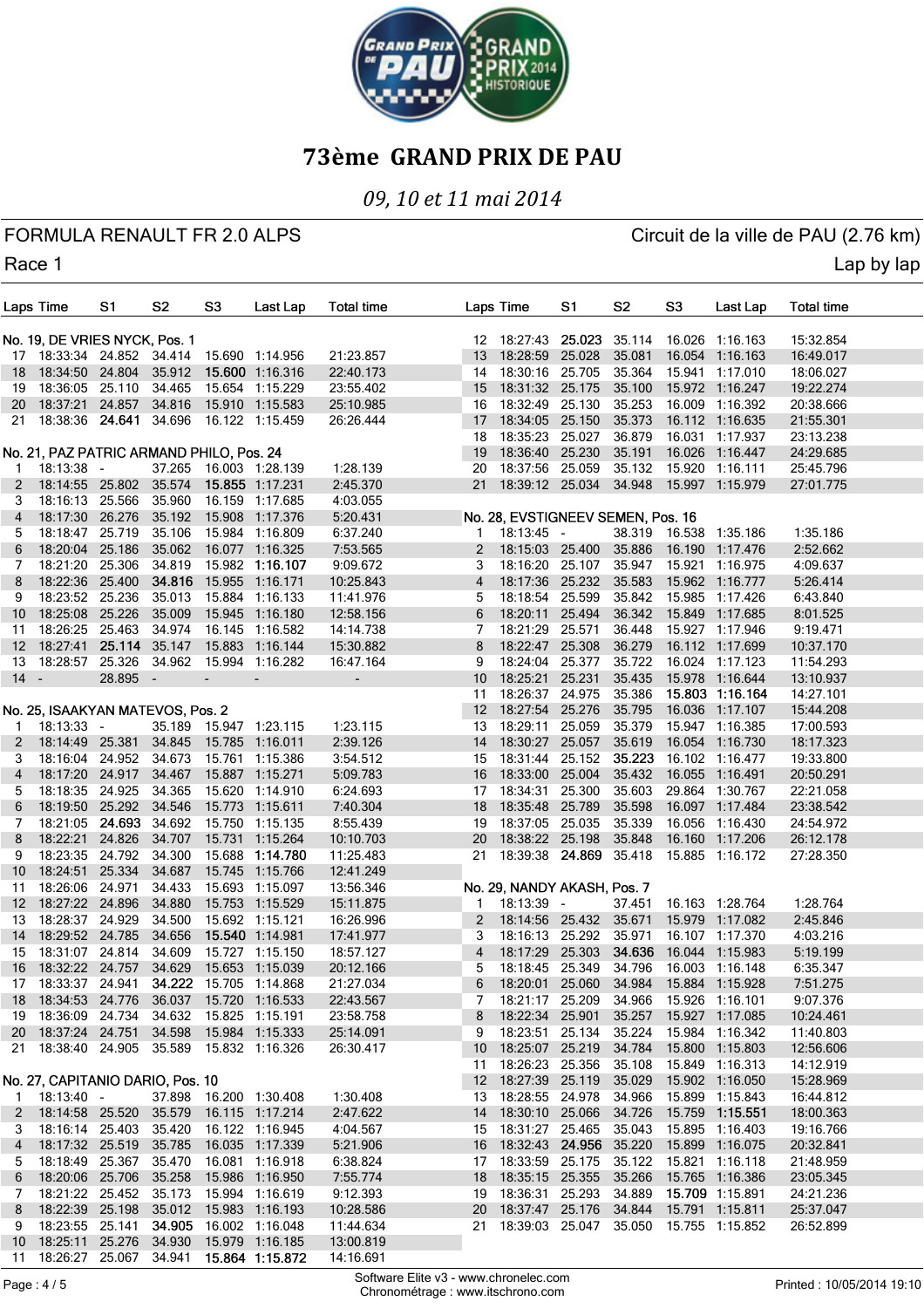# 73ème GRAND PRIX DE PAU

*09, 10 et 11 mai 2014*

FORMULA RENAULT FR 2.0 ALPS — Circuit de la ville de PAU (2.76 km)

Race 1 — Lap by lap

### No. 19, DE VRIES NYCK, Pos. 1

| Laps | Time | S1 | S2 | S3 | Last Lap | Total time |
|---|---|---|---|---|---|---|
| 17 | 18:33:34 | 24.852 | 34.414 | 15.690 | 1:14.956 | 21:23.857 |
| 18 | 18:34:50 | 24.804 | 35.912 | **15.600** | 1:16.316 | 22:40.173 |
| 19 | 18:36:05 | 25.110 | 34.465 | 15.654 | 1:15.229 | 23:55.402 |
| 20 | 18:37:21 | 24.857 | 34.816 | 15.910 | 1:15.583 | 25:10.985 |
| 21 | 18:38:36 | **24.641** | 34.696 | 16.122 | 1:15.459 | 26:26.444 |

### No. 21, PAZ PATRIC ARMAND PHILO, Pos. 24

| Laps | Time | S1 | S2 | S3 | Last Lap | Total time |
|---|---|---|---|---|---|---|
| 1 | 18:13:38 | - | 37.265 | 16.003 | 1:28.139 | 1:28.139 |
| 2 | 18:14:55 | 25.802 | 35.574 | **15.855** | 1:17.231 | 2:45.370 |
| 3 | 18:16:13 | 25.566 | 35.960 | 16.159 | 1:17.685 | 4:03.055 |
| 4 | 18:17:30 | 26.276 | 35.192 | 15.908 | 1:17.376 | 5:20.431 |
| 5 | 18:18:47 | 25.719 | 35.106 | 15.984 | 1:16.809 | 6:37.240 |
| 6 | 18:20:04 | 25.186 | 35.062 | 16.077 | 1:16.325 | 7:53.565 |
| 7 | 18:21:20 | 25.306 | 34.819 | 15.982 | **1:16.107** | 9:09.672 |
| 8 | 18:22:36 | 25.400 | **34.816** | 15.955 | 1:16.171 | 10:25.843 |
| 9 | 18:23:52 | 25.236 | 35.013 | 15.884 | 1:16.133 | 11:41.976 |
| 10 | 18:25:08 | 25.226 | 35.009 | 15.945 | 1:16.180 | 12:58.156 |
| 11 | 18:26:25 | 25.463 | 34.974 | 16.145 | 1:16.582 | 14:14.738 |
| 12 | 18:27:41 | **25.114** | 35.147 | 15.883 | 1:16.144 | 15:30.882 |
| 13 | 18:28:57 | 25.326 | 34.962 | 15.994 | 1:16.282 | 16:47.164 |
| 14 | - | 28.895 | - | - | - | - |

### No. 25, ISAAKYAN MATEVOS, Pos. 2

| Laps | Time | S1 | S2 | S3 | Last Lap | Total time |
|---|---|---|---|---|---|---|
| 1 | 18:13:33 | - | 35.189 | 15.947 | 1:23.115 | 1:23.115 |
| 2 | 18:14:49 | 25.381 | 34.845 | 15.785 | 1:16.011 | 2:39.126 |
| 3 | 18:16:04 | 24.952 | 34.673 | 15.761 | 1:15.386 | 3:54.512 |
| 4 | 18:17:20 | 24.917 | 34.467 | 15.887 | 1:15.271 | 5:09.783 |
| 5 | 18:18:35 | 24.925 | 34.365 | 15.620 | 1:14.910 | 6:24.693 |
| 6 | 18:19:50 | 25.292 | 34.546 | 15.773 | 1:15.611 | 7:40.304 |
| 7 | 18:21:05 | **24.693** | 34.692 | 15.750 | 1:15.135 | 8:55.439 |
| 8 | 18:22:21 | 24.826 | 34.707 | 15.731 | 1:15.264 | 10:10.703 |
| 9 | 18:23:35 | 24.792 | 34.300 | 15.688 | **1:14.780** | 11:25.483 |
| 10 | 18:24:51 | 25.334 | 34.687 | 15.745 | 1:15.766 | 12:41.249 |
| 11 | 18:26:06 | 24.971 | 34.433 | 15.693 | 1:15.097 | 13:56.346 |
| 12 | 18:27:22 | 24.896 | 34.880 | 15.753 | 1:15.529 | 15:11.875 |
| 13 | 18:28:37 | 24.929 | 34.500 | 15.692 | 1:15.121 | 16:26.996 |
| 14 | 18:29:52 | 24.785 | 34.656 | **15.540** | 1:14.981 | 17:41.977 |
| 15 | 18:31:07 | 24.814 | 34.609 | 15.727 | 1:15.150 | 18:57.127 |
| 16 | 18:32:22 | 24.757 | 34.629 | 15.653 | 1:15.039 | 20:12.166 |
| 17 | 18:33:37 | 24.941 | **34.222** | 15.705 | 1:14.868 | 21:27.034 |
| 18 | 18:34:53 | 24.776 | 36.037 | 15.720 | 1:16.533 | 22:43.567 |
| 19 | 18:36:09 | 24.734 | 34.632 | 15.825 | 1:15.191 | 23:58.758 |
| 20 | 18:37:24 | 24.751 | 34.598 | 15.984 | 1:15.333 | 25:14.091 |
| 21 | 18:38:40 | 24.905 | 35.589 | 15.832 | 1:16.326 | 26:30.417 |

### No. 27, CAPITANIO DARIO, Pos. 10

| Laps | Time | S1 | S2 | S3 | Last Lap | Total time |
|---|---|---|---|---|---|---|
| 1 | 18:13:40 | - | 37.898 | 16.200 | 1:30.408 | 1:30.408 |
| 2 | 18:14:58 | 25.520 | 35.579 | 16.115 | 1:17.214 | 2:47.622 |
| 3 | 18:16:14 | 25.403 | 35.420 | 16.122 | 1:16.945 | 4:04.567 |
| 4 | 18:17:32 | 25.519 | 35.785 | 16.035 | 1:17.339 | 5:21.906 |
| 5 | 18:18:49 | 25.367 | 35.470 | 16.081 | 1:16.918 | 6:38.824 |
| 6 | 18:20:06 | 25.706 | 35.258 | 15.986 | 1:16.950 | 7:55.774 |
| 7 | 18:21:22 | 25.452 | 35.173 | 15.994 | 1:16.619 | 9:12.393 |
| 8 | 18:22:39 | 25.198 | 35.012 | 15.983 | 1:16.193 | 10:28.586 |
| 9 | 18:23:55 | 25.141 | **34.905** | 16.002 | 1:16.048 | 11:44.634 |
| 10 | 18:25:11 | 25.276 | 34.930 | 15.979 | 1:16.185 | 13:00.819 |
| 11 | 18:26:27 | 25.067 | 34.941 | **15.864** | **1:15.872** | 14:16.691 |
| 12 | 18:27:43 | **25.023** | 35.114 | 16.026 | 1:16.163 | 15:32.854 |
| 13 | 18:28:59 | 25.028 | 35.081 | 16.054 | 1:16.163 | 16:49.017 |
| 14 | 18:30:16 | 25.705 | 35.364 | 15.941 | 1:17.010 | 18:06.027 |
| 15 | 18:31:32 | 25.175 | 35.100 | 15.972 | 1:16.247 | 19:22.274 |
| 16 | 18:32:49 | 25.130 | 35.253 | 16.009 | 1:16.392 | 20:38.666 |
| 17 | 18:34:05 | 25.150 | 35.373 | 16.112 | 1:16.635 | 21:55.301 |
| 18 | 18:35:23 | 25.027 | 36.879 | 16.031 | 1:17.937 | 23:13.238 |
| 19 | 18:36:40 | 25.230 | 35.191 | 16.026 | 1:16.447 | 24:29.685 |
| 20 | 18:37:56 | 25.059 | 35.132 | 15.920 | 1:16.111 | 25:45.796 |
| 21 | 18:39:12 | 25.034 | 34.948 | 15.997 | 1:15.979 | 27:01.775 |

### No. 28, EVSTIGNEEV SEMEN, Pos. 16

| Laps | Time | S1 | S2 | S3 | Last Lap | Total time |
|---|---|---|---|---|---|---|
| 1 | 18:13:45 | - | 38.319 | 16.538 | 1:35.186 | 1:35.186 |
| 2 | 18:15:03 | 25.400 | 35.886 | 16.190 | 1:17.476 | 2:52.662 |
| 3 | 18:16:20 | 25.107 | 35.947 | 15.921 | 1:16.975 | 4:09.637 |
| 4 | 18:17:36 | 25.232 | 35.583 | 15.962 | 1:16.777 | 5:26.414 |
| 5 | 18:18:54 | 25.599 | 35.842 | 15.985 | 1:17.426 | 6:43.840 |
| 6 | 18:20:11 | 25.494 | 36.342 | 15.849 | 1:17.685 | 8:01.525 |
| 7 | 18:21:29 | 25.571 | 36.448 | 15.927 | 1:17.946 | 9:19.471 |
| 8 | 18:22:47 | 25.308 | 36.279 | 16.112 | 1:17.699 | 10:37.170 |
| 9 | 18:24:04 | 25.377 | 35.722 | 16.024 | 1:17.123 | 11:54.293 |
| 10 | 18:25:21 | 25.231 | 35.435 | 15.978 | 1:16.644 | 13:10.937 |
| 11 | 18:26:37 | 24.975 | 35.386 | **15.803** | **1:16.164** | 14:27.101 |
| 12 | 18:27:54 | 25.276 | 35.795 | 16.036 | 1:17.107 | 15:44.208 |
| 13 | 18:29:11 | 25.059 | 35.379 | 15.947 | 1:16.385 | 17:00.593 |
| 14 | 18:30:27 | 25.057 | 35.619 | 16.054 | 1:16.730 | 18:17.323 |
| 15 | 18:31:44 | 25.152 | **35.223** | 16.102 | 1:16.477 | 19:33.800 |
| 16 | 18:33:00 | 25.004 | 35.432 | 16.055 | 1:16.491 | 20:50.291 |
| 17 | 18:34:31 | 25.300 | 35.603 | 29.864 | 1:30.767 | 22:21.058 |
| 18 | 18:35:48 | 25.789 | 35.598 | 16.097 | 1:17.484 | 23:38.542 |
| 19 | 18:37:05 | 25.035 | 35.339 | 16.056 | 1:16.430 | 24:54.972 |
| 20 | 18:38:22 | 25.198 | 35.848 | 16.160 | 1:17.206 | 26:12.178 |
| 21 | 18:39:38 | **24.869** | 35.418 | 15.885 | 1:16.172 | 27:28.350 |

### No. 29, NANDY AKASH, Pos. 7

| Laps | Time | S1 | S2 | S3 | Last Lap | Total time |
|---|---|---|---|---|---|---|
| 1 | 18:13:39 | - | 37.451 | 16.163 | 1:28.764 | 1:28.764 |
| 2 | 18:14:56 | 25.432 | 35.671 | 15.979 | 1:17.082 | 2:45.846 |
| 3 | 18:16:13 | 25.292 | 35.971 | 16.107 | 1:17.370 | 4:03.216 |
| 4 | 18:17:29 | 25.303 | **34.636** | 16.044 | 1:15.983 | 5:19.199 |
| 5 | 18:18:45 | 25.349 | 34.796 | 16.003 | 1:16.148 | 6:35.347 |
| 6 | 18:20:01 | 25.060 | 34.984 | 15.884 | 1:15.928 | 7:51.275 |
| 7 | 18:21:17 | 25.209 | 34.966 | 15.926 | 1:16.101 | 9:07.376 |
| 8 | 18:22:34 | 25.901 | 35.257 | 15.927 | 1:17.085 | 10:24.461 |
| 9 | 18:23:51 | 25.134 | 35.224 | 15.984 | 1:16.342 | 11:40.803 |
| 10 | 18:25:07 | 25.219 | 34.784 | 15.800 | 1:15.803 | 12:56.606 |
| 11 | 18:26:23 | 25.356 | 35.108 | 15.849 | 1:16.313 | 14:12.919 |
| 12 | 18:27:39 | 25.119 | 35.029 | 15.902 | 1:16.050 | 15:28.969 |
| 13 | 18:28:55 | 24.978 | 34.966 | 15.899 | 1:15.843 | 16:44.812 |
| 14 | 18:30:10 | 25.066 | 34.726 | 15.759 | **1:15.551** | 18:00.363 |
| 15 | 18:31:27 | 25.465 | 35.043 | 15.895 | 1:16.403 | 19:16.766 |
| 16 | 18:32:43 | **24.956** | 35.220 | 15.899 | 1:16.075 | 20:32.841 |
| 17 | 18:33:59 | 25.175 | 35.122 | 15.821 | 1:16.118 | 21:48.959 |
| 18 | 18:35:15 | 25.355 | 35.266 | 15.765 | 1:16.386 | 23:05.345 |
| 19 | 18:36:31 | 25.293 | 34.889 | **15.709** | 1:15.891 | 24:21.236 |
| 20 | 18:37:47 | 25.176 | 34.844 | 15.791 | 1:15.811 | 25:37.047 |
| 21 | 18:39:03 | 25.047 | 35.050 | 15.755 | 1:15.852 | 26:52.899 |

Software Elite v3 - www.chronelec.com
Chronométrage : www.itschrono.com

Printed : 10/05/2014 19:10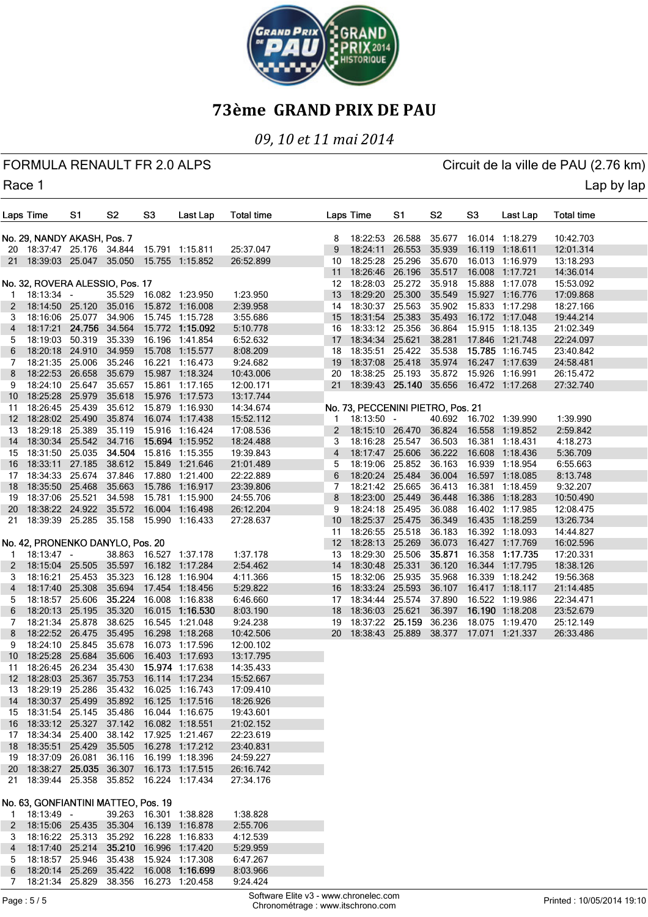# 73ème GRAND PRIX DE PAU

*09, 10 et 11 mai 2014*

FORMULA RENAULT FR 2.0 ALPS — Circuit de la ville de PAU (2.76 km)

Race 1 — Lap by lap

### No. 29, NANDY AKASH, Pos. 7

| Laps | Time | S1 | S2 | S3 | Last Lap | Total time |
|---|---|---|---|---|---|---|
| 20 | 18:37:47 | 25.176 | 34.844 | 15.791 | 1:15.811 | 25:37.047 |
| 21 | 18:39:03 | 25.047 | 35.050 | 15.755 | 1:15.852 | 26:52.899 |

### No. 32, ROVERA ALESSIO, Pos. 17

| Laps | Time | S1 | S2 | S3 | Last Lap | Total time |
|---|---|---|---|---|---|---|
| 1 | 18:13:34 | - | 35.529 | 16.082 | 1:23.950 | 1:23.950 |
| 2 | 18:14:50 | 25.120 | 35.016 | 15.872 | 1:16.008 | 2:39.958 |
| 3 | 18:16:06 | 25.077 | 34.906 | 15.745 | 1:15.728 | 3:55.686 |
| 4 | 18:17:21 | **24.756** | 34.564 | 15.772 | **1:15.092** | 5:10.778 |
| 5 | 18:19:03 | 50.319 | 35.339 | 16.196 | 1:41.854 | 6:52.632 |
| 6 | 18:20:18 | 24.910 | 34.959 | 15.708 | 1:15.577 | 8:08.209 |
| 7 | 18:21:35 | 25.006 | 35.246 | 16.221 | 1:16.473 | 9:24.682 |
| 8 | 18:22:53 | 26.658 | 35.679 | 15.987 | 1:18.324 | 10:43.006 |
| 9 | 18:24:10 | 25.647 | 35.657 | 15.861 | 1:17.165 | 12:00.171 |
| 10 | 18:25:28 | 25.979 | 35.618 | 15.976 | 1:17.573 | 13:17.744 |
| 11 | 18:26:45 | 25.439 | 35.612 | 15.879 | 1:16.930 | 14:34.674 |
| 12 | 18:28:02 | 25.490 | 35.874 | 16.074 | 1:17.438 | 15:52.112 |
| 13 | 18:29:18 | 25.389 | 35.119 | 15.916 | 1:16.424 | 17:08.536 |
| 14 | 18:30:34 | 25.542 | 34.716 | **15.694** | 1:15.952 | 18:24.488 |
| 15 | 18:31:50 | 25.035 | **34.504** | 15.816 | 1:15.355 | 19:39.843 |
| 16 | 18:33:11 | 27.185 | 38.612 | 15.849 | 1:21.646 | 21:01.489 |
| 17 | 18:34:33 | 25.674 | 37.846 | 17.880 | 1:21.400 | 22:22.889 |
| 18 | 18:35:50 | 25.468 | 35.663 | 15.786 | 1:16.917 | 23:39.806 |
| 19 | 18:37:06 | 25.521 | 34.598 | 15.781 | 1:15.900 | 24:55.706 |
| 20 | 18:38:22 | 24.922 | 35.572 | 16.004 | 1:16.498 | 26:12.204 |
| 21 | 18:39:39 | 25.285 | 35.158 | 15.990 | 1:16.433 | 27:28.637 |

### No. 42, PRONENKO DANYLO, Pos. 20

| Laps | Time | S1 | S2 | S3 | Last Lap | Total time |
|---|---|---|---|---|---|---|
| 1 | 18:13:47 | - | 38.863 | 16.527 | 1:37.178 | 1:37.178 |
| 2 | 18:15:04 | 25.505 | 35.597 | 16.182 | 1:17.284 | 2:54.462 |
| 3 | 18:16:21 | 25.453 | 35.323 | 16.128 | 1:16.904 | 4:11.366 |
| 4 | 18:17:40 | 25.308 | 35.694 | 17.454 | 1:18.456 | 5:29.822 |
| 5 | 18:18:57 | 25.606 | **35.224** | 16.008 | 1:16.838 | 6:46.660 |
| 6 | 18:20:13 | 25.195 | 35.320 | 16.015 | **1:16.530** | 8:03.190 |
| 7 | 18:21:34 | 25.878 | 38.625 | 16.545 | 1:21.048 | 9:24.238 |
| 8 | 18:22:52 | 26.475 | 35.495 | 16.298 | 1:18.268 | 10:42.506 |
| 9 | 18:24:10 | 25.845 | 35.678 | 16.073 | 1:17.596 | 12:00.102 |
| 10 | 18:25:28 | 25.684 | 35.606 | 16.403 | 1:17.693 | 13:17.795 |
| 11 | 18:26:45 | 26.234 | 35.430 | **15.974** | 1:17.638 | 14:35.433 |
| 12 | 18:28:03 | 25.367 | 35.753 | 16.114 | 1:17.234 | 15:52.667 |
| 13 | 18:29:19 | 25.286 | 35.432 | 16.025 | 1:16.743 | 17:09.410 |
| 14 | 18:30:37 | 25.499 | 35.892 | 16.125 | 1:17.516 | 18:26.926 |
| 15 | 18:31:54 | 25.145 | 35.486 | 16.044 | 1:16.675 | 19:43.601 |
| 16 | 18:33:12 | 25.327 | 37.142 | 16.082 | 1:18.551 | 21:02.152 |
| 17 | 18:34:34 | 25.400 | 38.142 | 17.925 | 1:21.467 | 22:23.619 |
| 18 | 18:35:51 | 25.429 | 35.505 | 16.278 | 1:17.212 | 23:40.831 |
| 19 | 18:37:09 | 26.081 | 36.116 | 16.199 | 1:18.396 | 24:59.227 |
| 20 | 18:38:27 | **25.035** | 36.307 | 16.173 | 1:17.515 | 26:16.742 |
| 21 | 18:39:44 | 25.358 | 35.852 | 16.224 | 1:17.434 | 27:34.176 |

### No. 63, GONFIANTINI MATTEO, Pos. 19

| Laps | Time | S1 | S2 | S3 | Last Lap | Total time |
|---|---|---|---|---|---|---|
| 1 | 18:13:49 | - | 39.263 | 16.301 | 1:38.828 | 1:38.828 |
| 2 | 18:15:06 | 25.435 | 35.304 | 16.139 | 1:16.878 | 2:55.706 |
| 3 | 18:16:22 | 25.313 | 35.292 | 16.228 | 1:16.833 | 4:12.539 |
| 4 | 18:17:40 | 25.214 | **35.210** | 16.996 | 1:17.420 | 5:29.959 |
| 5 | 18:18:57 | 25.946 | 35.438 | 15.924 | 1:17.308 | 6:47.267 |
| 6 | 18:20:14 | 25.269 | 35.422 | 16.008 | **1:16.699** | 8:03.966 |
| 7 | 18:21:34 | 25.829 | 38.356 | 16.273 | 1:20.458 | 9:24.424 |
| 8 | 18:22:53 | 26.588 | 35.677 | 16.014 | 1:18.279 | 10:42.703 |
| 9 | 18:24:11 | 26.553 | 35.939 | 16.119 | 1:18.611 | 12:01.314 |
| 10 | 18:25:28 | 25.296 | 35.670 | 16.013 | 1:16.979 | 13:18.293 |
| 11 | 18:26:46 | 26.196 | 35.517 | 16.008 | 1:17.721 | 14:36.014 |
| 12 | 18:28:03 | 25.272 | 35.918 | 15.888 | 1:17.078 | 15:53.092 |
| 13 | 18:29:20 | 25.300 | 35.549 | 15.927 | 1:16.776 | 17:09.868 |
| 14 | 18:30:37 | 25.563 | 35.902 | 15.833 | 1:17.298 | 18:27.166 |
| 15 | 18:31:54 | 25.383 | 35.493 | 16.172 | 1:17.048 | 19:44.214 |
| 16 | 18:33:12 | 25.356 | 36.864 | 15.915 | 1:18.135 | 21:02.349 |
| 17 | 18:34:34 | 25.621 | 38.281 | 17.846 | 1:21.748 | 22:24.097 |
| 18 | 18:35:51 | 25.422 | 35.538 | **15.785** | 1:16.745 | 23:40.842 |
| 19 | 18:37:08 | 25.418 | 35.974 | 16.247 | 1:17.639 | 24:58.481 |
| 20 | 18:38:25 | 25.193 | 35.872 | 15.926 | 1:16.991 | 26:15.472 |
| 21 | 18:39:43 | **25.140** | 35.656 | 16.472 | 1:17.268 | 27:32.740 |

### No. 73, PECCENINI PIETRO, Pos. 21

| Laps | Time | S1 | S2 | S3 | Last Lap | Total time |
|---|---|---|---|---|---|---|
| 1 | 18:13:50 | - | 40.692 | 16.702 | 1:39.990 | 1:39.990 |
| 2 | 18:15:10 | 26.470 | 36.824 | 16.558 | 1:19.852 | 2:59.842 |
| 3 | 18:16:28 | 25.547 | 36.503 | 16.381 | 1:18.431 | 4:18.273 |
| 4 | 18:17:47 | 25.606 | 36.222 | 16.608 | 1:18.436 | 5:36.709 |
| 5 | 18:19:06 | 25.852 | 36.163 | 16.939 | 1:18.954 | 6:55.663 |
| 6 | 18:20:24 | 25.484 | 36.004 | 16.597 | 1:18.085 | 8:13.748 |
| 7 | 18:21:42 | 25.665 | 36.413 | 16.381 | 1:18.459 | 9:32.207 |
| 8 | 18:23:00 | 25.449 | 36.448 | 16.386 | 1:18.283 | 10:50.490 |
| 9 | 18:24:18 | 25.495 | 36.088 | 16.402 | 1:17.985 | 12:08.475 |
| 10 | 18:25:37 | 25.475 | 36.349 | 16.435 | 1:18.259 | 13:26.734 |
| 11 | 18:26:55 | 25.518 | 36.183 | 16.392 | 1:18.093 | 14:44.827 |
| 12 | 18:28:13 | 25.269 | 36.073 | 16.427 | 1:17.769 | 16:02.596 |
| 13 | 18:29:30 | 25.506 | **35.871** | 16.358 | **1:17.735** | 17:20.331 |
| 14 | 18:30:48 | 25.331 | 36.120 | 16.344 | 1:17.795 | 18:38.126 |
| 15 | 18:32:06 | 25.935 | 35.968 | 16.339 | 1:18.242 | 19:56.368 |
| 16 | 18:33:24 | 25.593 | 36.107 | 16.417 | 1:18.117 | 21:14.485 |
| 17 | 18:34:44 | 25.574 | 37.890 | 16.522 | 1:19.986 | 22:34.471 |
| 18 | 18:36:03 | 25.621 | 36.397 | **16.190** | 1:18.208 | 23:52.679 |
| 19 | 18:37:22 | **25.159** | 36.236 | 18.075 | 1:19.470 | 25:12.149 |
| 20 | 18:38:43 | 25.889 | 38.377 | 17.071 | 1:21.337 | 26:33.486 |

Software Elite v3 - www.chronelec.com
Chronométrage : www.itschrono.com

Printed : 10/05/2014 19:10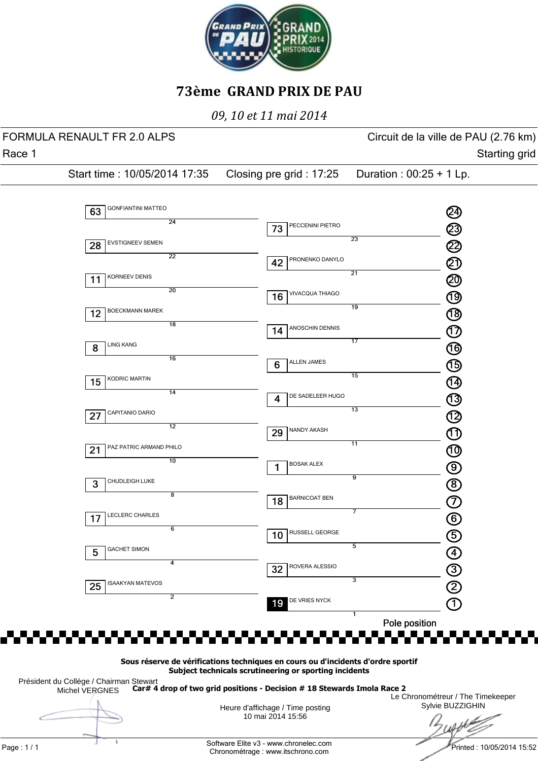# 73ème GRAND PRIX DE PAU

*09, 10 et 11 mai 2014*

FORMULA RENAULT FR 2.0 ALPS — Circuit de la ville de PAU (2.76 km)

Race 1 — Starting grid

Start time : 10/05/2014 17:35 Closing pre grid : 17:25 Duration : 00:25 + 1 Lp.

| Position | Car | Driver |
|---|---|---|
| 1 | 19 | DE VRIES NYCK |
| 2 | 25 | ISAAKYAN MATEVOS |
| 3 | 32 | ROVERA ALESSIO |
| 4 | 5 | GACHET SIMON |
| 5 | 10 | RUSSELL GEORGE |
| 6 | 17 | LECLERC CHARLES |
| 7 | 18 | BARNICOAT BEN |
| 8 | 3 | CHUDLEIGH LUKE |
| 9 | 1 | BOSAK ALEX |
| 10 | 21 | PAZ PATRIC ARMAND PHILO |
| 11 | 29 | NANDY AKASH |
| 12 | 27 | CAPITANIO DARIO |
| 13 | 4 | DE SADELEER HUGO |
| 14 | 15 | KODRIC MARTIN |
| 15 | 6 | ALLEN JAMES |
| 16 | 8 | LING KANG |
| 17 | 14 | ANOSCHIN DENNIS |
| 18 | 12 | BOECKMANN MAREK |
| 19 | 16 | VIVACQUA THIAGO |
| 20 | 11 | KORNEEV DENIS |
| 21 | 42 | PRONENKO DANYLO |
| 22 | 28 | EVSTIGNEEV SEMEN |
| 23 | 73 | PECCENINI PIETRO |
| 24 | 63 | GONFIANTINI MATTEO |

Pole position

**Sous réserve de vérifications techniques en cours ou d'incidents d'ordre sportif**
**Subject technicals scrutineering or sporting incidents**

Président du Collège / Chairman Stewart
Michel VERGNES

**Car# 4 drop of two grid positions - Decision # 18 Stewards Imola Race 2**

Heure d'affichage / Time posting
10 mai 2014 15:56

Le Chronométreur / The Timekeeper
Sylvie BUZZIGHIN

Software Elite v3 - www.chronelec.com
Chronométrage : www.itschrono.com

Printed : 10/05/2014 15:52